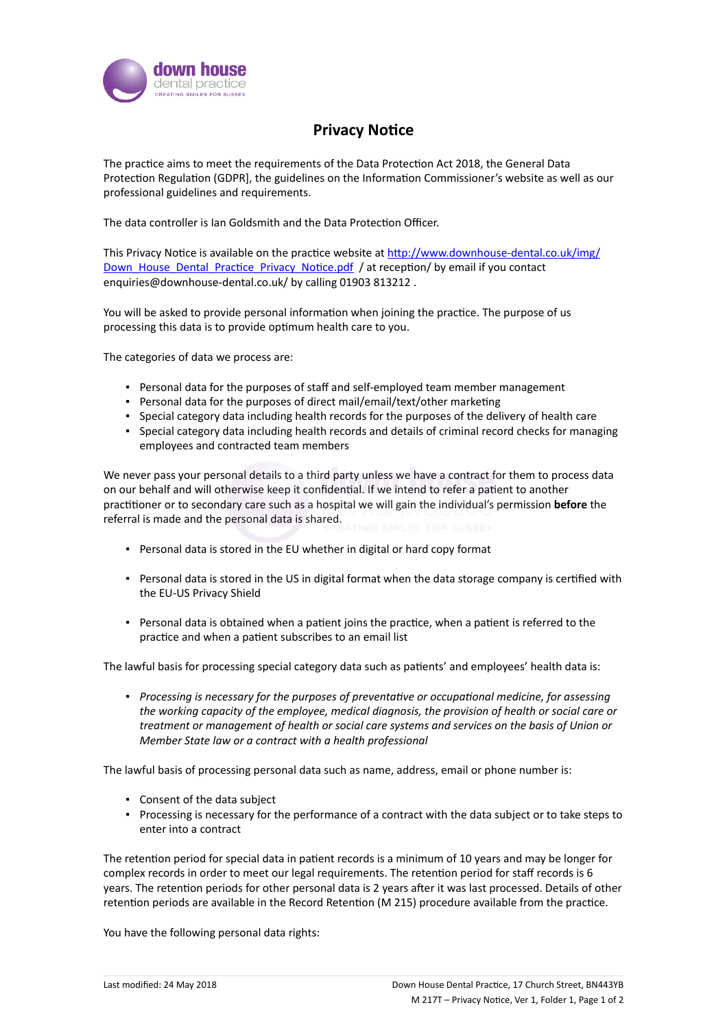# Privacy Notice

The practice aims to meet the requirements of the Data Protection Act 2018, the General Data Protection Regulation (GDPR], the guidelines on the Information Commissioner's website as well as our professional guidelines and requirements.

The data controller is Ian Goldsmith and the Data Protection Officer.

This Privacy Notice is available on the practice website at [http://www.downhouse-dental.co.uk/img/Down_House_Dental_Practice_Privacy_Notice.pdf](http://www.downhouse-dental.co.uk/img/Down_House_Dental_Practice_Privacy_Notice.pdf) / at reception/ by email if you contact enquiries@downhouse-dental.co.uk/ by calling 01903 813212 .

You will be asked to provide personal information when joining the practice. The purpose of us processing this data is to provide optimum health care to you.

The categories of data we process are:

- Personal data for the purposes of staff and self-employed team member management
- Personal data for the purposes of direct mail/email/text/other marketing
- Special category data including health records for the purposes of the delivery of health care
- Special category data including health records and details of criminal record checks for managing employees and contracted team members

We never pass your personal details to a third party unless we have a contract for them to process data on our behalf and will otherwise keep it confidential. If we intend to refer a patient to another practitioner or to secondary care such as a hospital we will gain the individual's permission **before** the referral is made and the personal data is shared.

- Personal data is stored in the EU whether in digital or hard copy format
- Personal data is stored in the US in digital format when the data storage company is certified with the EU-US Privacy Shield
- Personal data is obtained when a patient joins the practice, when a patient is referred to the practice and when a patient subscribes to an email list

The lawful basis for processing special category data such as patients' and employees' health data is:

- *Processing is necessary for the purposes of preventative or occupational medicine, for assessing the working capacity of the employee, medical diagnosis, the provision of health or social care or treatment or management of health or social care systems and services on the basis of Union or Member State law or a contract with a health professional*

The lawful basis of processing personal data such as name, address, email or phone number is:

- Consent of the data subject
- Processing is necessary for the performance of a contract with the data subject or to take steps to enter into a contract

The retention period for special data in patient records is a minimum of 10 years and may be longer for complex records in order to meet our legal requirements. The retention period for staff records is 6 years. The retention periods for other personal data is 2 years after it was last processed. Details of other retention periods are available in the Record Retention (M 215) procedure available from the practice.

You have the following personal data rights: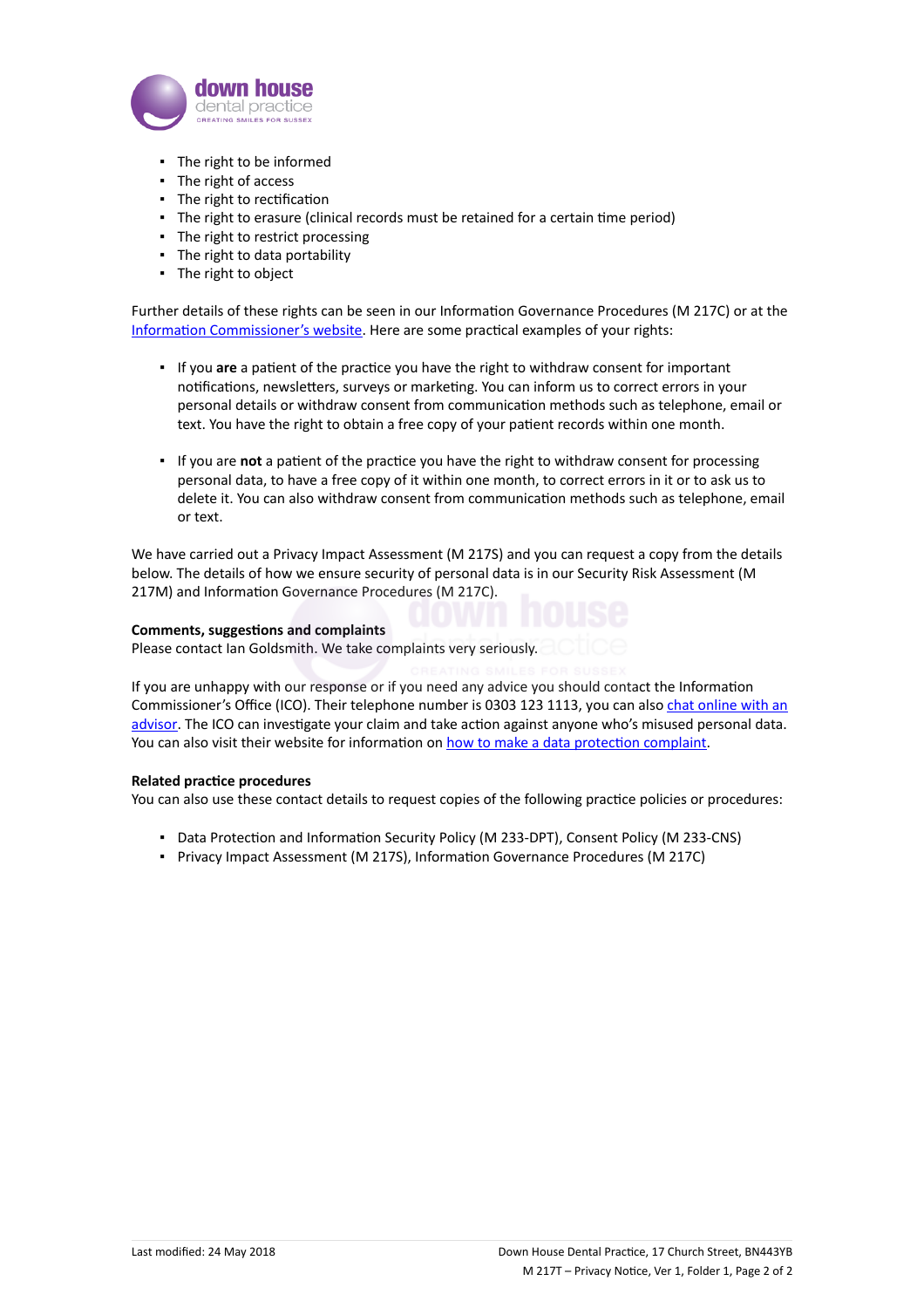- The right to be informed
- The right of access
- The right to rectification
- The right to erasure (clinical records must be retained for a certain time period)
- The right to restrict processing
- The right to data portability
- The right to object

Further details of these rights can be seen in our Information Governance Procedures (M 217C) or at the Information Commissioner's website. Here are some practical examples of your rights:

- If you **are** a patient of the practice you have the right to withdraw consent for important notifications, newsletters, surveys or marketing. You can inform us to correct errors in your personal details or withdraw consent from communication methods such as telephone, email or text. You have the right to obtain a free copy of your patient records within one month.

- If you are **not** a patient of the practice you have the right to withdraw consent for processing personal data, to have a free copy of it within one month, to correct errors in it or to ask us to delete it. You can also withdraw consent from communication methods such as telephone, email or text.

We have carried out a Privacy Impact Assessment (M 217S) and you can request a copy from the details below. The details of how we ensure security of personal data is in our Security Risk Assessment (M 217M) and Information Governance Procedures (M 217C).

**Comments, suggestions and complaints**
Please contact Ian Goldsmith. We take complaints very seriously.

If you are unhappy with our response or if you need any advice you should contact the Information Commissioner's Office (ICO). Their telephone number is 0303 123 1113, you can also chat online with an advisor. The ICO can investigate your claim and take action against anyone who's misused personal data. You can also visit their website for information on how to make a data protection complaint.

**Related practice procedures**
You can also use these contact details to request copies of the following practice policies or procedures:

- Data Protection and Information Security Policy (M 233-DPT), Consent Policy (M 233-CNS)
- Privacy Impact Assessment (M 217S), Information Governance Procedures (M 217C)